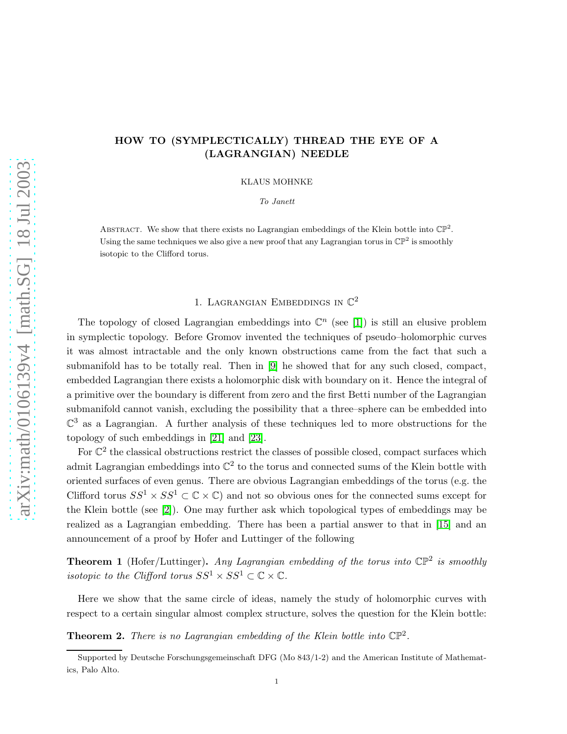# HOW TO (SYMPLECTICALLY) THREAD THE EYE OF A (LAGRANGIAN) NEEDLE

KLAUS MOHNKE

*To Janett*

Abstract. We show that there exists no Lagrangian embeddings of the Klein bottle into $\mathbb{CP}^2$. Using the same techniques we also give a new proof that any Lagrangian torus in $\mathbb{CP}^2$ is smoothly isotopic to the Clifford torus.

## 1. Lagrangian Embeddings in $\mathbb{C}^2$

The topology of closed Lagrangian embeddings into $\mathbb{C}^n$ (see [1]) is still an elusive problem in symplectic topology. Before Gromov invented the techniques of pseudo–holomorphic curves it was almost intractable and the only known obstructions came from the fact that such a submanifold has to be totally real. Then in [9] he showed that for any such closed, compact, embedded Lagrangian there exists a holomorphic disk with boundary on it. Hence the integral of a primitive over the boundary is different from zero and the first Betti number of the Lagrangian submanifold cannot vanish, excluding the possibility that a three–sphere can be embedded into $\mathbb{C}^3$ as a Lagrangian. A further analysis of these techniques led to more obstructions for the topology of such embeddings in [21] and [23].

For $\mathbb{C}^2$ the classical obstructions restrict the classes of possible closed, compact surfaces which admit Lagrangian embeddings into $\mathbb{C}^2$ to the torus and connected sums of the Klein bottle with oriented surfaces of even genus. There are obvious Lagrangian embeddings of the torus (e.g. the Clifford torus $SS^1 \times SS^1 \subset \mathbb{C} \times \mathbb{C}$) and not so obvious ones for the connected sums except for the Klein bottle (see [2]). One may further ask which topological types of embeddings may be realized as a Lagrangian embedding. There has been a partial answer to that in [15] and an announcement of a proof by Hofer and Luttinger of the following

**Theorem 1** (Hofer/Luttinger)**.** *Any Lagrangian embedding of the torus into $\mathbb{CP}^2$ is smoothly isotopic to the Clifford torus $SS^1 \times SS^1 \subset \mathbb{C} \times \mathbb{C}$.*

Here we show that the same circle of ideas, namely the study of holomorphic curves with respect to a certain singular almost complex structure, solves the question for the Klein bottle:

**Theorem 2.** *There is no Lagrangian embedding of the Klein bottle into $\mathbb{CP}^2$.*

Supported by Deutsche Forschungsgemeinschaft DFG (Mo 843/1-2) and the American Institute of Mathematics, Palo Alto.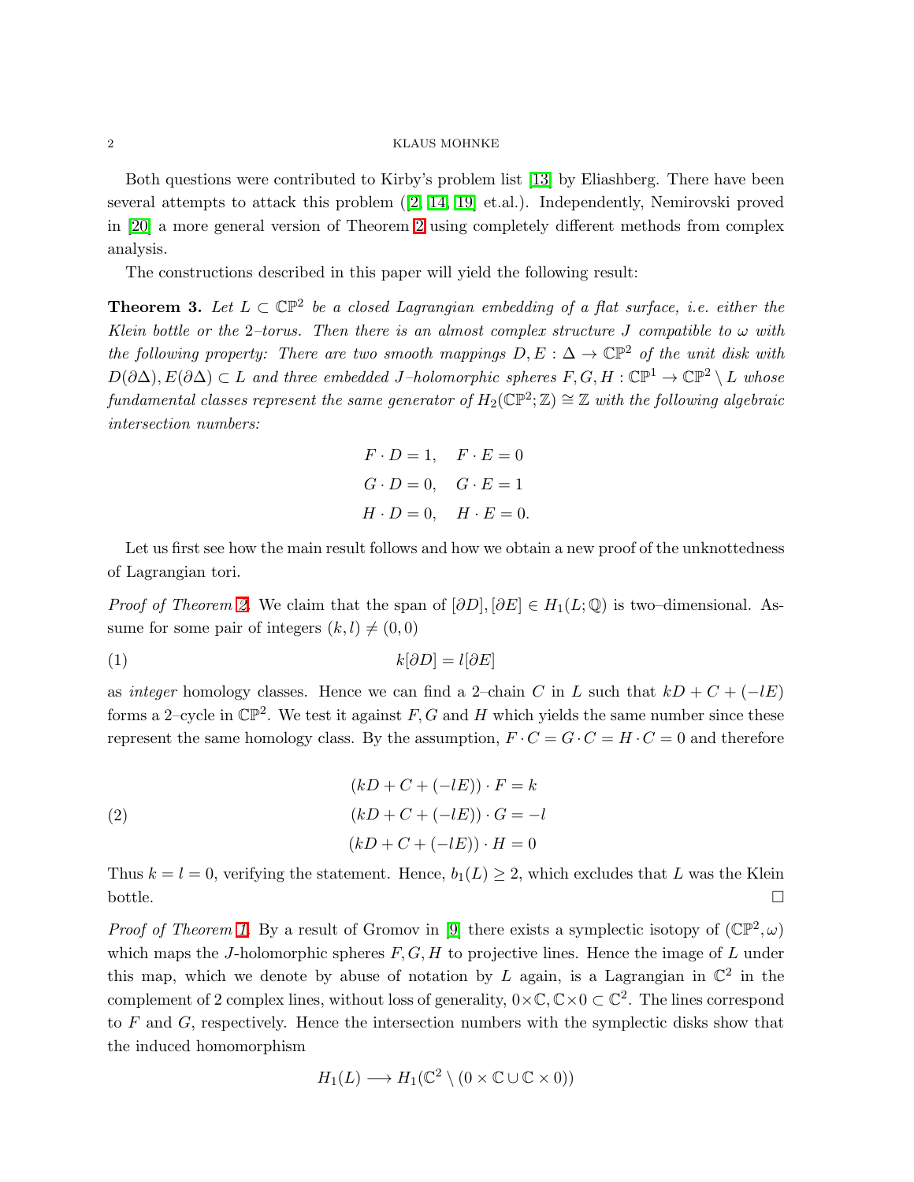Both questions were contributed to Kirby's problem list [13] by Eliashberg. There have been several attempts to attack this problem ([2, 14, 19] et.al.). Independently, Nemirovski proved in [20] a more general version of Theorem 2 using completely different methods from complex analysis.

The constructions described in this paper will yield the following result:

**Theorem 3.** *Let $L \subset \mathbb{CP}^2$ be a closed Lagrangian embedding of a flat surface, i.e. either the Klein bottle or the 2–torus. Then there is an almost complex structure $J$ compatible to $\omega$ with the following property: There are two smooth mappings $D, E : \Delta \to \mathbb{CP}^2$ of the unit disk with $D(\partial\Delta), E(\partial\Delta) \subset L$ and three embedded $J$–holomorphic spheres $F, G, H : \mathbb{CP}^1 \to \mathbb{CP}^2 \setminus L$ whose fundamental classes represent the same generator of $H_2(\mathbb{CP}^2; \mathbb{Z}) \cong \mathbb{Z}$ with the following algebraic intersection numbers:*

$$
\begin{aligned}
F \cdot D &= 1, \quad F \cdot E = 0 \\
G \cdot D &= 0, \quad G \cdot E = 1 \\
H \cdot D &= 0, \quad H \cdot E = 0.
\end{aligned}
$$

Let us first see how the main result follows and how we obtain a new proof of the unknottedness of Lagrangian tori.

*Proof of Theorem 2.* We claim that the span of $[\partial D], [\partial E] \in H_1(L; \mathbb{Q})$ is two–dimensional. Assume for some pair of integers $(k, l) \neq (0, 0)$

$$
k[\partial D] = l[\partial E] \tag{1}
$$

as *integer* homology classes. Hence we can find a 2–chain $C$ in $L$ such that $kD + C + (-lE)$ forms a 2–cycle in $\mathbb{CP}^2$. We test it against $F, G$ and $H$ which yields the same number since these represent the same homology class. By the assumption, $F \cdot C = G \cdot C = H \cdot C = 0$ and therefore

$$
\begin{aligned}
(kD + C + (-lE)) \cdot F &= k \\
(kD + C + (-lE)) \cdot G &= -l \\
(kD + C + (-lE)) \cdot H &= 0
\end{aligned} \tag{2}
$$

Thus $k = l = 0$, verifying the statement. Hence, $b_1(L) \geq 2$, which excludes that $L$ was the Klein bottle. $\square$

*Proof of Theorem 1.* By a result of Gromov in [9] there exists a symplectic isotopy of $(\mathbb{CP}^2, \omega)$ which maps the $J$-holomorphic spheres $F, G, H$ to projective lines. Hence the image of $L$ under this map, which we denote by abuse of notation by $L$ again, is a Lagrangian in $\mathbb{C}^2$ in the complement of 2 complex lines, without loss of generality, $0 \times \mathbb{C}, \mathbb{C} \times 0 \subset \mathbb{C}^2$. The lines correspond to $F$ and $G$, respectively. Hence the intersection numbers with the symplectic disks show that the induced homomorphism

$$
H_1(L) \longrightarrow H_1(\mathbb{C}^2 \setminus (0 \times \mathbb{C} \cup \mathbb{C} \times 0))
$$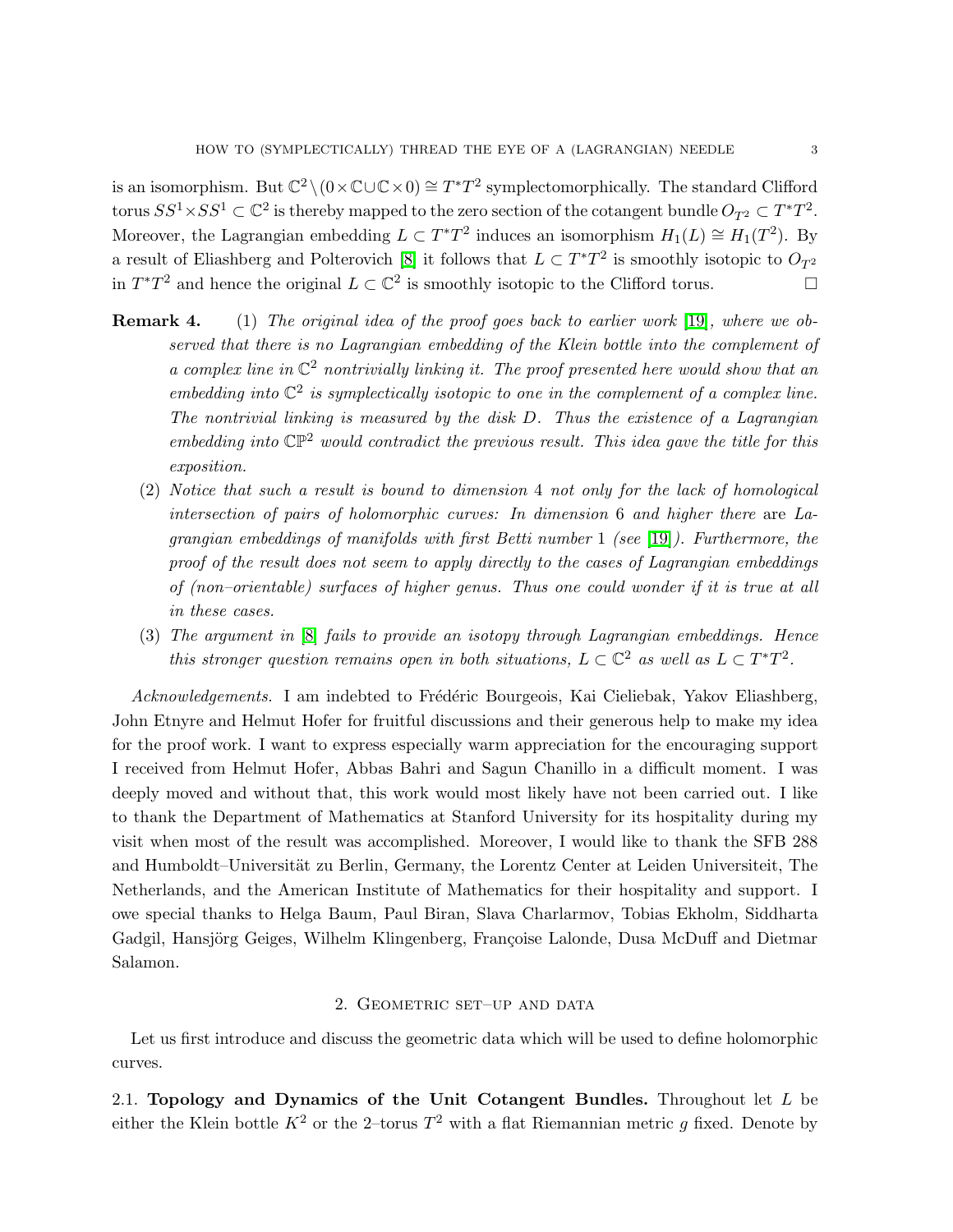is an isomorphism. But $\mathbb{C}^2 \setminus (0 \times \mathbb{C} \cup \mathbb{C} \times 0) \cong T^*T^2$ symplectomorphically. The standard Clifford torus $SS^1 \times SS^1 \subset \mathbb{C}^2$ is thereby mapped to the zero section of the cotangent bundle $O_{T^2} \subset T^*T^2$. Moreover, the Lagrangian embedding $L \subset T^*T^2$ induces an isomorphism $H_1(L) \cong H_1(T^2)$. By a result of Eliashberg and Polterovich [8] it follows that $L \subset T^*T^2$ is smoothly isotopic to $O_{T^2}$ in $T^*T^2$ and hence the original $L \subset \mathbb{C}^2$ is smoothly isotopic to the Clifford torus. □

**Remark 4.** (1) *The original idea of the proof goes back to earlier work [19], where we observed that there is no Lagrangian embedding of the Klein bottle into the complement of a complex line in $\mathbb{C}^2$ nontrivially linking it. The proof presented here would show that an embedding into $\mathbb{C}^2$ is symplectically isotopic to one in the complement of a complex line. The nontrivial linking is measured by the disk $D$. Thus the existence of a Lagrangian embedding into $\mathbb{CP}^2$ would contradict the previous result. This idea gave the title for this exposition.*

(2) *Notice that such a result is bound to dimension 4 not only for the lack of homological intersection of pairs of holomorphic curves: In dimension 6 and higher there* are *Lagrangian embeddings of manifolds with first Betti number 1 (see [19]). Furthermore, the proof of the result does not seem to apply directly to the cases of Lagrangian embeddings of (non–orientable) surfaces of higher genus. Thus one could wonder if it is true at all in these cases.*

(3) *The argument in [8] fails to provide an isotopy through Lagrangian embeddings. Hence this stronger question remains open in both situations, $L \subset \mathbb{C}^2$ as well as $L \subset T^*T^2$.*

*Acknowledgements.* I am indebted to Frédéric Bourgeois, Kai Cieliebak, Yakov Eliashberg, John Etnyre and Helmut Hofer for fruitful discussions and their generous help to make my idea for the proof work. I want to express especially warm appreciation for the encouraging support I received from Helmut Hofer, Abbas Bahri and Sagun Chanillo in a difficult moment. I was deeply moved and without that, this work would most likely have not been carried out. I like to thank the Department of Mathematics at Stanford University for its hospitality during my visit when most of the result was accomplished. Moreover, I would like to thank the SFB 288 and Humboldt–Universität zu Berlin, Germany, the Lorentz Center at Leiden Universiteit, The Netherlands, and the American Institute of Mathematics for their hospitality and support. I owe special thanks to Helga Baum, Paul Biran, Slava Charlarmov, Tobias Ekholm, Siddharta Gadgil, Hansjörg Geiges, Wilhelm Klingenberg, Françoise Lalonde, Dusa McDuff and Dietmar Salamon.

## 2. Geometric set–up and data

Let us first introduce and discuss the geometric data which will be used to define holomorphic curves.

### 2.1. Topology and Dynamics of the Unit Cotangent Bundles.

Throughout let $L$ be either the Klein bottle $K^2$ or the 2–torus $T^2$ with a flat Riemannian metric $g$ fixed. Denote by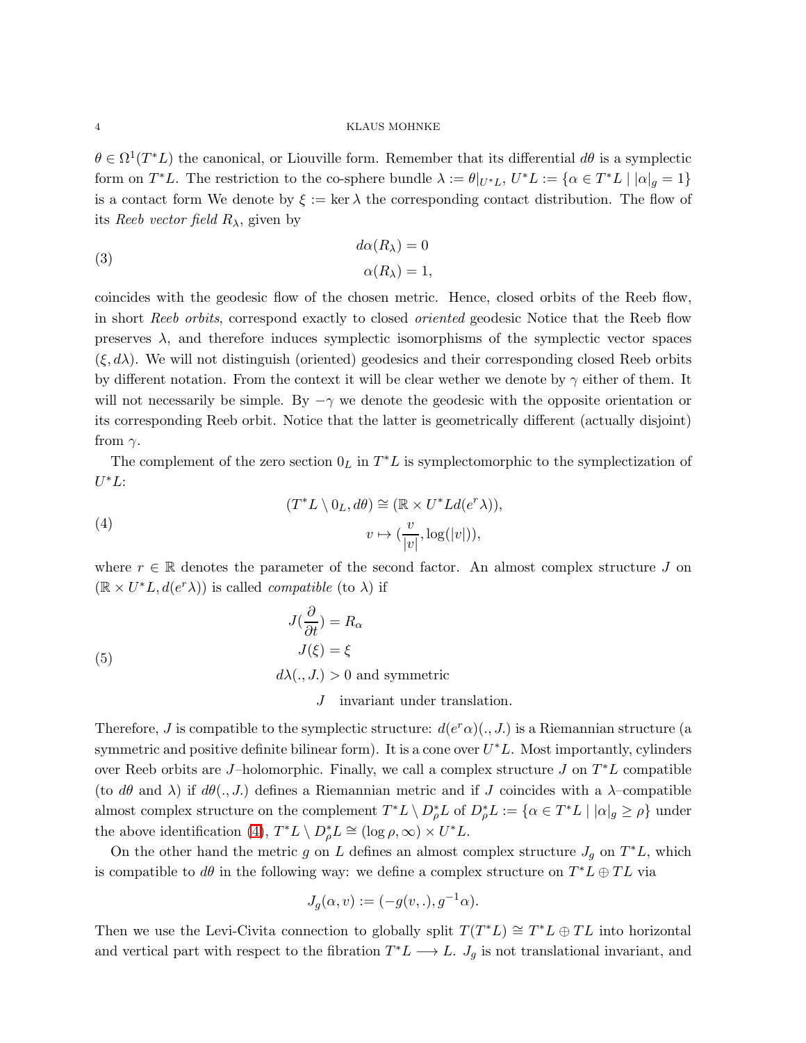$\theta \in \Omega^1(T^*L)$ the canonical, or Liouville form. Remember that its differential $d\theta$ is a symplectic form on $T^*L$. The restriction to the co-sphere bundle $\lambda := \theta|_{U^*L}$, $U^*L := \{\alpha \in T^*L \mid |\alpha|_g = 1\}$ is a contact form We denote by $\xi := \ker \lambda$ the corresponding contact distribution. The flow of its *Reeb vector field* $R_\lambda$, given by

$$
\begin{aligned}
d\alpha(R_\lambda) &= 0 \\
\alpha(R_\lambda) &= 1,
\end{aligned} \tag{3}
$$

coincides with the geodesic flow of the chosen metric. Hence, closed orbits of the Reeb flow, in short *Reeb orbits*, correspond exactly to closed *oriented* geodesic Notice that the Reeb flow preserves $\lambda$, and therefore induces symplectic isomorphisms of the symplectic vector spaces $(\xi, d\lambda)$. We will not distinguish (oriented) geodesics and their corresponding closed Reeb orbits by different notation. From the context it will be clear wether we denote by $\gamma$ either of them. It will not necessarily be simple. By $-\gamma$ we denote the geodesic with the opposite orientation or its corresponding Reeb orbit. Notice that the latter is geometrically different (actually disjoint) from $\gamma$.

The complement of the zero section $0_L$ in $T^*L$ is symplectomorphic to the symplectization of $U^*L$:

$$
\begin{aligned}
(T^*L \setminus 0_L, d\theta) &\cong (\mathbb{R} \times U^*L d(e^r\lambda)), \\
v &\mapsto (\frac{v}{|v|}, \log(|v|)),
\end{aligned} \tag{4}
$$

where $r \in \mathbb{R}$ denotes the parameter of the second factor. An almost complex structure $J$ on $(\mathbb{R} \times U^*L, d(e^r\lambda))$ is called *compatible* (to $\lambda$) if

$$
\begin{aligned}
J(\frac{\partial}{\partial t}) &= R_\alpha \\
J(\xi) &= \xi \\
d\lambda(.,J.) &> 0 \text{ and symmetric} \\
J &\quad \text{invariant under translation.}
\end{aligned} \tag{5}
$$

Therefore, $J$ is compatible to the symplectic structure: $d(e^r\alpha)(.,J.)$ is a Riemannian structure (a symmetric and positive definite bilinear form). It is a cone over $U^*L$. Most importantly, cylinders over Reeb orbits are $J$–holomorphic. Finally, we call a complex structure $J$ on $T^*L$ compatible (to $d\theta$ and $\lambda$) if $d\theta(.,J.)$ defines a Riemannian metric and if $J$ coincides with a $\lambda$–compatible almost complex structure on the complement $T^*L \setminus D^*_\rho L$ of $D^*_\rho L := \{\alpha \in T^*L \mid |\alpha|_g \geq \rho\}$ under the above identification (4), $T^*L \setminus D^*_\rho L \cong (\log \rho, \infty) \times U^*L$.

On the other hand the metric $g$ on $L$ defines an almost complex structure $J_g$ on $T^*L$, which is compatible to $d\theta$ in the following way: we define a complex structure on $T^*L \oplus TL$ via

$$
J_g(\alpha, v) := (-g(v,.), g^{-1}\alpha).
$$

Then we use the Levi-Civita connection to globally split $T(T^*L) \cong T^*L \oplus TL$ into horizontal and vertical part with respect to the fibration $T^*L \longrightarrow L$. $J_g$ is not translational invariant, and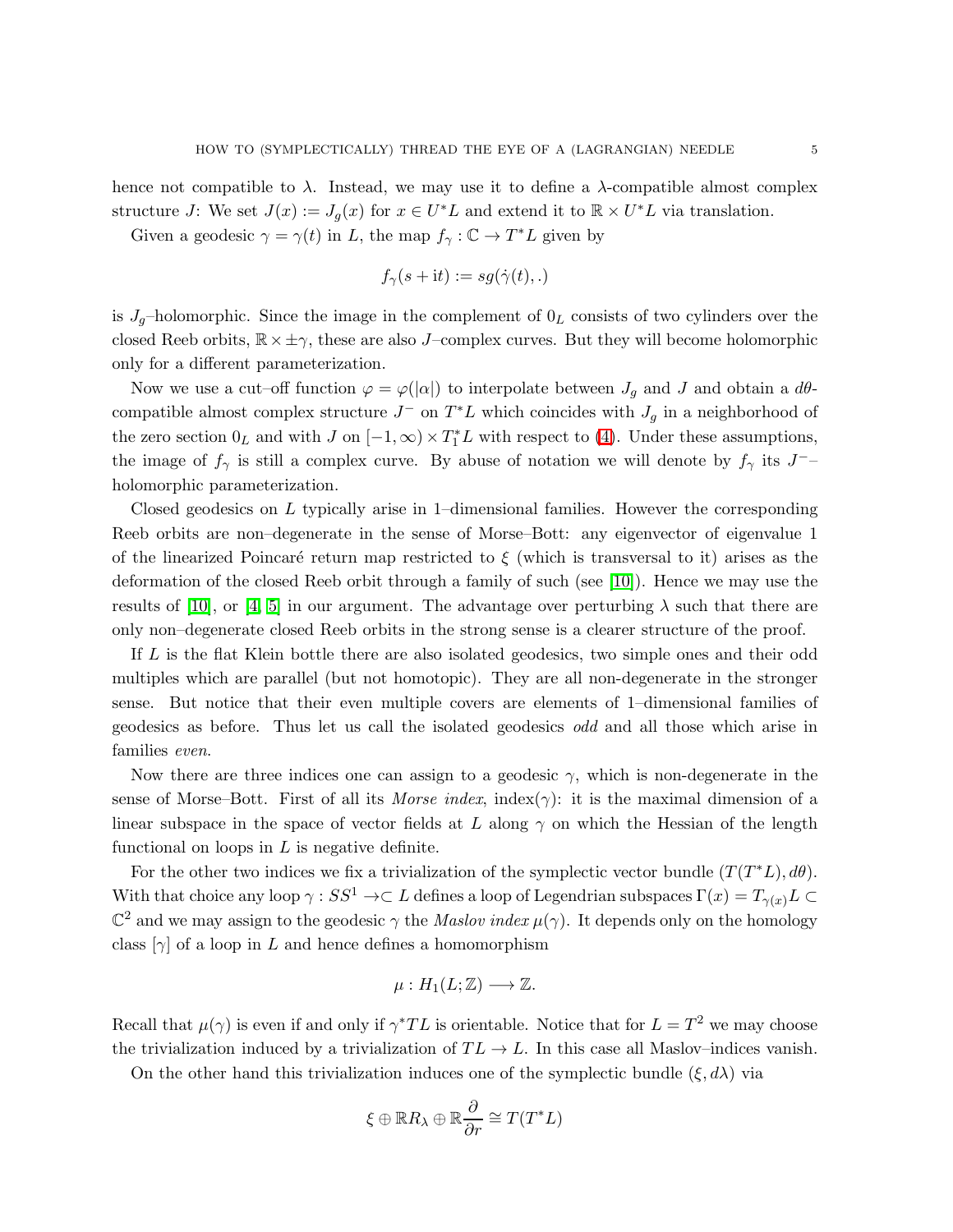hence not compatible to $\lambda$. Instead, we may use it to define a $\lambda$-compatible almost complex structure $J$: We set $J(x) := J_g(x)$ for $x \in U^*L$ and extend it to $\mathbb{R} \times U^*L$ via translation.

Given a geodesic $\gamma = \gamma(t)$ in $L$, the map $f_\gamma : \mathbb{C} \to T^*L$ given by

$$f_\gamma(s + \mathrm{i}t) := sg(\dot{\gamma}(t), .)$$

is $J_g$–holomorphic. Since the image in the complement of $0_L$ consists of two cylinders over the closed Reeb orbits, $\mathbb{R} \times \pm\gamma$, these are also $J$–complex curves. But they will become holomorphic only for a different parameterization.

Now we use a cut–off function $\varphi = \varphi(|\alpha|)$ to interpolate between $J_g$ and $J$ and obtain a $d\theta$-compatible almost complex structure $J^-$ on $T^*L$ which coincides with $J_g$ in a neighborhood of the zero section $0_L$ and with $J$ on $[-1, \infty) \times T_1^*L$ with respect to (4). Under these assumptions, the image of $f_\gamma$ is still a complex curve. By abuse of notation we will denote by $f_\gamma$ its $J^-$–holomorphic parameterization.

Closed geodesics on $L$ typically arise in 1–dimensional families. However the corresponding Reeb orbits are non–degenerate in the sense of Morse–Bott: any eigenvector of eigenvalue 1 of the linearized Poincaré return map restricted to $\xi$ (which is transversal to it) arises as the deformation of the closed Reeb orbit through a family of such (see [10]). Hence we may use the results of [10], or [4, 5] in our argument. The advantage over perturbing $\lambda$ such that there are only non–degenerate closed Reeb orbits in the strong sense is a clearer structure of the proof.

If $L$ is the flat Klein bottle there are also isolated geodesics, two simple ones and their odd multiples which are parallel (but not homotopic). They are all non-degenerate in the stronger sense. But notice that their even multiple covers are elements of 1–dimensional families of geodesics as before. Thus let us call the isolated geodesics *odd* and all those which arise in families *even*.

Now there are three indices one can assign to a geodesic $\gamma$, which is non-degenerate in the sense of Morse–Bott. First of all its *Morse index*, $\mathrm{index}(\gamma)$: it is the maximal dimension of a linear subspace in the space of vector fields at $L$ along $\gamma$ on which the Hessian of the length functional on loops in $L$ is negative definite.

For the other two indices we fix a trivialization of the symplectic vector bundle $(T(T^*L), d\theta)$. With that choice any loop $\gamma : SS^1 \to\subset L$ defines a loop of Legendrian subspaces $\Gamma(x) = T_{\gamma(x)}L \subset \mathbb{C}^2$ and we may assign to the geodesic $\gamma$ the *Maslov index* $\mu(\gamma)$. It depends only on the homology class $[\gamma]$ of a loop in $L$ and hence defines a homomorphism

$$\mu : H_1(L; \mathbb{Z}) \longrightarrow \mathbb{Z}.$$

Recall that $\mu(\gamma)$ is even if and only if $\gamma^*TL$ is orientable. Notice that for $L = T^2$ we may choose the trivialization induced by a trivialization of $TL \to L$. In this case all Maslov–indices vanish.

On the other hand this trivialization induces one of the symplectic bundle $(\xi, d\lambda)$ via

$$\xi \oplus \mathbb{R}R_\lambda \oplus \mathbb{R}\frac{\partial}{\partial r} \cong T(T^*L)$$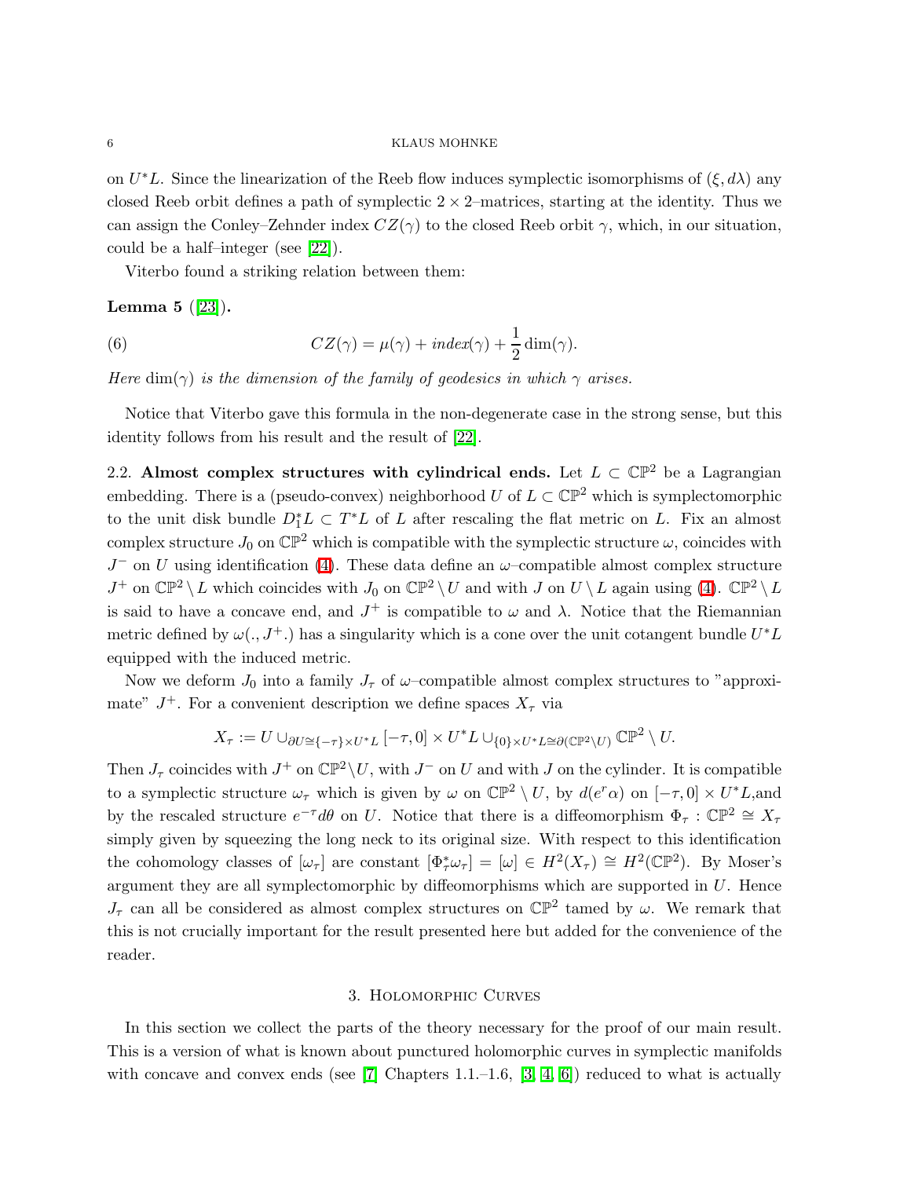on $U^*L$. Since the linearization of the Reeb flow induces symplectic isomorphisms of $(\xi, d\lambda)$ any closed Reeb orbit defines a path of symplectic $2\times 2$–matrices, starting at the identity. Thus we can assign the Conley–Zehnder index $CZ(\gamma)$ to the closed Reeb orbit $\gamma$, which, in our situation, could be a half–integer (see [22]).

Viterbo found a striking relation between them:

**Lemma 5** ([23])**.**

$$CZ(\gamma) = \mu(\gamma) + index(\gamma) + \frac{1}{2}\dim(\gamma). \tag{6}$$

*Here* $\dim(\gamma)$ *is the dimension of the family of geodesics in which* $\gamma$ *arises.*

Notice that Viterbo gave this formula in the non-degenerate case in the strong sense, but this identity follows from his result and the result of [22].

2.2. **Almost complex structures with cylindrical ends.** Let $L \subset \mathbb{CP}^2$ be a Lagrangian embedding. There is a (pseudo-convex) neighborhood $U$ of $L \subset \mathbb{CP}^2$ which is symplectomorphic to the unit disk bundle $D_1^*L \subset T^*L$ of $L$ after rescaling the flat metric on $L$. Fix an almost complex structure $J_0$ on $\mathbb{CP}^2$ which is compatible with the symplectic structure $\omega$, coincides with $J^-$ on $U$ using identification (4). These data define an $\omega$–compatible almost complex structure $J^+$ on $\mathbb{CP}^2 \setminus L$ which coincides with $J_0$ on $\mathbb{CP}^2 \setminus U$ and with $J$ on $U \setminus L$ again using (4). $\mathbb{CP}^2 \setminus L$ is said to have a concave end, and $J^+$ is compatible to $\omega$ and $\lambda$. Notice that the Riemannian metric defined by $\omega(., J^+.)$ has a singularity which is a cone over the unit cotangent bundle $U^*L$ equipped with the induced metric.

Now we deform $J_0$ into a family $J_\tau$ of $\omega$–compatible almost complex structures to "approximate" $J^+$. For a convenient description we define spaces $X_\tau$ via

$$X_\tau := U \cup_{\partial U \cong \{-\tau\} \times U^*L} [-\tau, 0] \times U^*L \cup_{\{0\} \times U^*L \cong \partial(\mathbb{CP}^2 \setminus U)} \mathbb{CP}^2 \setminus U.$$

Then $J_\tau$ coincides with $J^+$ on $\mathbb{CP}^2 \setminus U$, with $J^-$ on $U$ and with $J$ on the cylinder. It is compatible to a symplectic structure $\omega_\tau$ which is given by $\omega$ on $\mathbb{CP}^2 \setminus U$, by $d(e^r\alpha)$ on $[-\tau, 0] \times U^*L$,and by the rescaled structure $e^{-\tau}d\theta$ on $U$. Notice that there is a diffeomorphism $\Phi_\tau : \mathbb{CP}^2 \cong X_\tau$ simply given by squeezing the long neck to its original size. With respect to this identification the cohomology classes of $[\omega_\tau]$ are constant $[\Phi_\tau^*\omega_\tau] = [\omega] \in H^2(X_\tau) \cong H^2(\mathbb{CP}^2)$. By Moser's argument they are all symplectomorphic by diffeomorphisms which are supported in $U$. Hence $J_\tau$ can all be considered as almost complex structures on $\mathbb{CP}^2$ tamed by $\omega$. We remark that this is not crucially important for the result presented here but added for the convenience of the reader.

## 3. Holomorphic Curves

In this section we collect the parts of the theory necessary for the proof of our main result. This is a version of what is known about punctured holomorphic curves in symplectic manifolds with concave and convex ends (see [7] Chapters 1.1.–1.6, [3, 4, 6]) reduced to what is actually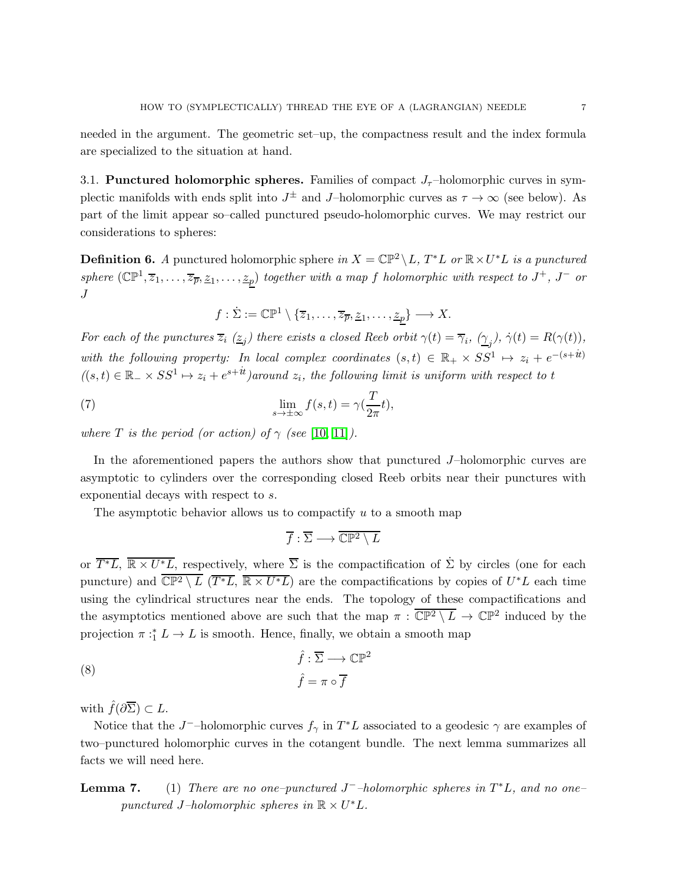needed in the argument. The geometric set–up, the compactness result and the index formula are specialized to the situation at hand.

### 3.1. **Punctured holomorphic spheres.**

Families of compact $J_\tau$–holomorphic curves in symplectic manifolds with ends split into $J^\pm$ and $J$–holomorphic curves as $\tau \to \infty$ (see below). As part of the limit appear so–called punctured pseudo-holomorphic curves. We may restrict our considerations to spheres:

**Definition 6.** *A* punctured holomorphic sphere *in $X = \mathbb{CP}^2 \setminus L$, $T^*L$ or $\mathbb{R} \times U^*L$ is a punctured sphere $(\mathbb{CP}^1, \overline{z}_1, \ldots, \overline{z}_{\overline{p}}, \underline{z}_1, \ldots, \underline{z}_{\underline{p}})$ together with a map $f$ holomorphic with respect to $J^+$, $J^-$ or $J$*

$$f : \dot{\Sigma} := \mathbb{CP}^1 \setminus \{\overline{z}_1, \ldots, \overline{z}_{\overline{p}}, \underline{z}_1, \ldots, \underline{z}_{\underline{p}}\} \longrightarrow X.$$

*For each of the punctures $\overline{z}_i$ ($\underline{z}_j$) there exists a closed Reeb orbit $\gamma(t) = \overline{\gamma}_i$, ($\underline{\gamma}_j$), $\dot{\gamma}(t) = R(\gamma(t))$, with the following property: In local complex coordinates $(s,t) \in \mathbb{R}_+ \times SS^1 \mapsto z_i + e^{-(s+it)}$ ($(s,t) \in \mathbb{R}_- \times SS^1 \mapsto z_i + e^{s+it}$)around $z_i$, the following limit is uniform with respect to $t$*

$$\lim_{s \to \pm\infty} f(s,t) = \gamma(\frac{T}{2\pi} t), \tag{7}$$

*where $T$ is the period (or action) of $\gamma$ (see [10, 11]).*

In the aforementioned papers the authors show that punctured $J$–holomorphic curves are asymptotic to cylinders over the corresponding closed Reeb orbits near their punctures with exponential decays with respect to $s$.

The asymptotic behavior allows us to compactify $u$ to a smooth map

$$\overline{f} : \overline{\Sigma} \longrightarrow \overline{\mathbb{CP}^2 \setminus L}$$

or $\overline{T^*L}$, $\overline{\mathbb{R} \times U^*L}$, respectively, where $\overline{\Sigma}$ is the compactification of $\dot{\Sigma}$ by circles (one for each puncture) and $\overline{\mathbb{CP}^2 \setminus L}$ ($\overline{T^*L}$, $\overline{\mathbb{R} \times U^*L}$) are the compactifications by copies of $U^*L$ each time using the cylindrical structures near the ends. The topology of these compactifications and the asymptotics mentioned above are such that the map $\pi : \overline{\mathbb{CP}^2 \setminus L} \to \mathbb{CP}^2$ induced by the projection $\pi :_1^* L \to L$ is smooth. Hence, finally, we obtain a smooth map

$$\begin{aligned} &\hat{f} : \overline{\Sigma} \longrightarrow \mathbb{CP}^2 \\ &\hat{f} = \pi \circ \overline{f} \end{aligned} \tag{8}$$

with $\hat{f}(\partial\overline{\Sigma}) \subset L$.

Notice that the $J^-$–holomorphic curves $f_\gamma$ in $T^*L$ associated to a geodesic $\gamma$ are examples of two–punctured holomorphic curves in the cotangent bundle. The next lemma summarizes all facts we will need here.

**Lemma 7.** (1) *There are no one–punctured $J^-$–holomorphic spheres in $T^*L$, and no one–punctured $J$–holomorphic spheres in $\mathbb{R} \times U^*L$.*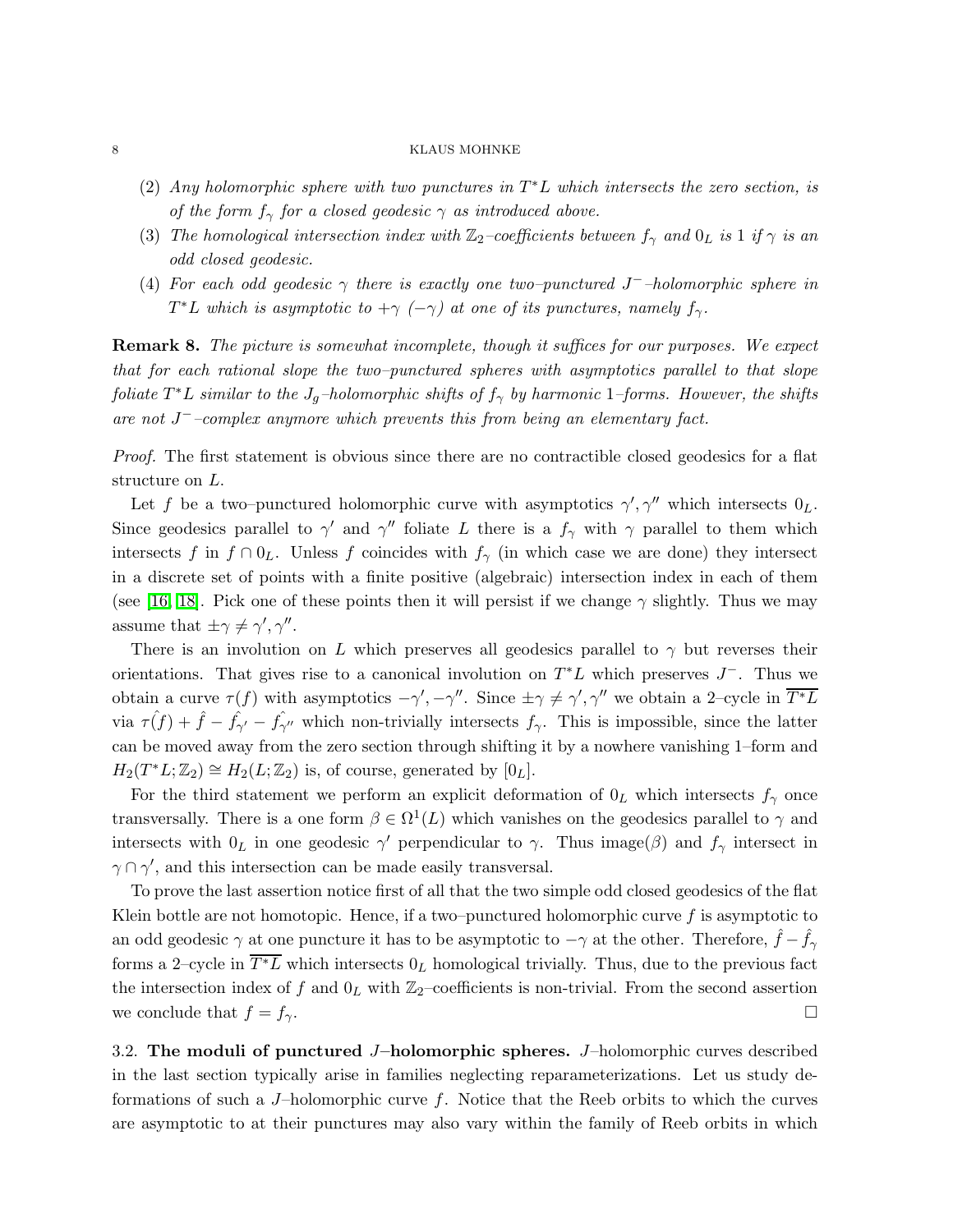(2) *Any holomorphic sphere with two punctures in $T^*L$ which intersects the zero section, is of the form $f_\gamma$ for a closed geodesic $\gamma$ as introduced above.*

(3) *The homological intersection index with $\mathbb{Z}_2$–coefficients between $f_\gamma$ and $0_L$ is 1 if $\gamma$ is an odd closed geodesic.*

(4) *For each odd geodesic $\gamma$ there is exactly one two–punctured $J^-$–holomorphic sphere in $T^*L$ which is asymptotic to $+\gamma$ $(-\gamma)$ at one of its punctures, namely $f_\gamma$.*

**Remark 8.** *The picture is somewhat incomplete, though it suffices for our purposes. We expect that for each rational slope the two–punctured spheres with asymptotics parallel to that slope foliate $T^*L$ similar to the $J_g$–holomorphic shifts of $f_\gamma$ by harmonic 1–forms. However, the shifts are not $J^-$–complex anymore which prevents this from being an elementary fact.*

*Proof.* The first statement is obvious since there are no contractible closed geodesics for a flat structure on $L$.

Let $f$ be a two–punctured holomorphic curve with asymptotics $\gamma', \gamma''$ which intersects $0_L$. Since geodesics parallel to $\gamma'$ and $\gamma''$ foliate $L$ there is a $f_\gamma$ with $\gamma$ parallel to them which intersects $f$ in $f \cap 0_L$. Unless $f$ coincides with $f_\gamma$ (in which case we are done) they intersect in a discrete set of points with a finite positive (algebraic) intersection index in each of them (see [16, 18]. Pick one of these points then it will persist if we change $\gamma$ slightly. Thus we may assume that $\pm\gamma \neq \gamma', \gamma''$.

There is an involution on $L$ which preserves all geodesics parallel to $\gamma$ but reverses their orientations. That gives rise to a canonical involution on $T^*L$ which preserves $J^-$. Thus we obtain a curve $\tau(f)$ with asymptotics $-\gamma', -\gamma''$. Since $\pm\gamma \neq \gamma', \gamma''$ we obtain a 2–cycle in $\overline{T^*L}$ via $\hat{\tau(f)} + \hat{f} - \hat{f_{\gamma'}} - \hat{f_{\gamma''}}$ which non-trivially intersects $f_\gamma$. This is impossible, since the latter can be moved away from the zero section through shifting it by a nowhere vanishing 1–form and $H_2(T^*L; \mathbb{Z}_2) \cong H_2(L; \mathbb{Z}_2)$ is, of course, generated by $[0_L]$.

For the third statement we perform an explicit deformation of $0_L$ which intersects $f_\gamma$ once transversally. There is a one form $\beta \in \Omega^1(L)$ which vanishes on the geodesics parallel to $\gamma$ and intersects with $0_L$ in one geodesic $\gamma'$ perpendicular to $\gamma$. Thus image$(\beta)$ and $f_\gamma$ intersect in $\gamma \cap \gamma'$, and this intersection can be made easily transversal.

To prove the last assertion notice first of all that the two simple odd closed geodesics of the flat Klein bottle are not homotopic. Hence, if a two–punctured holomorphic curve $f$ is asymptotic to an odd geodesic $\gamma$ at one puncture it has to be asymptotic to $-\gamma$ at the other. Therefore, $\hat{f} - \hat{f}_\gamma$ forms a 2–cycle in $\overline{T^*L}$ which intersects $0_L$ homological trivially. Thus, due to the previous fact the intersection index of $f$ and $0_L$ with $\mathbb{Z}_2$–coefficients is non-trivial. From the second assertion we conclude that $f = f_\gamma$. □

### 3.2. The moduli of punctured $J$–holomorphic spheres.

$J$–holomorphic curves described in the last section typically arise in families neglecting reparameterizations. Let us study deformations of such a $J$–holomorphic curve $f$. Notice that the Reeb orbits to which the curves are asymptotic to at their punctures may also vary within the family of Reeb orbits in which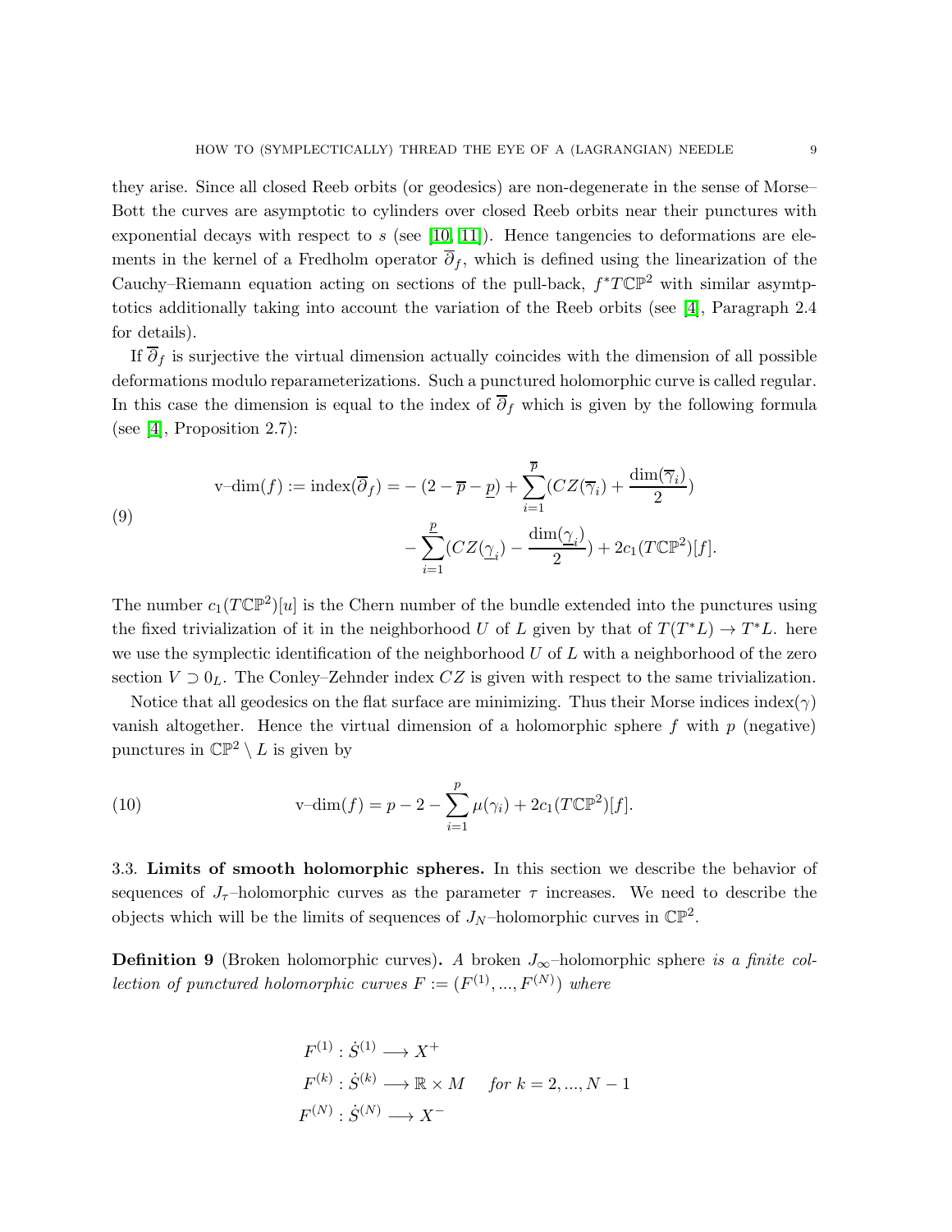they arise. Since all closed Reeb orbits (or geodesics) are non-degenerate in the sense of Morse–Bott the curves are asymptotic to cylinders over closed Reeb orbits near their punctures with exponential decays with respect to $s$ (see [10, 11]). Hence tangencies to deformations are elements in the kernel of a Fredholm operator $\overline{\partial}_f$, which is defined using the linearization of the Cauchy–Riemann equation acting on sections of the pull-back, $f^*T\mathbb{CP}^2$ with similar asymtptotics additionally taking into account the variation of the Reeb orbits (see [4], Paragraph 2.4 for details).

If $\overline{\partial}_f$ is surjective the virtual dimension actually coincides with the dimension of all possible deformations modulo reparameterizations. Such a punctured holomorphic curve is called regular. In this case the dimension is equal to the index of $\overline{\partial}_f$ which is given by the following formula (see [4], Proposition 2.7):

$$
\begin{aligned}
\text{v–dim}(f) := \text{index}(\overline{\partial}_f) = &-(2 - \overline{p} - \underline{p}) + \sum_{i=1}^{\overline{p}} (CZ(\overline{\gamma}_i) + \frac{\dim(\overline{\gamma}_i)}{2}) \\
&- \sum_{i=1}^{\underline{p}} (CZ(\underline{\gamma}_i) - \frac{\dim(\underline{\gamma}_i)}{2}) + 2c_1(T\mathbb{CP}^2)[f].
\end{aligned} \tag{9}
$$

The number $c_1(T\mathbb{CP}^2)[u]$ is the Chern number of the bundle extended into the punctures using the fixed trivialization of it in the neighborhood $U$ of $L$ given by that of $T(T^*L) \to T^*L$. here we use the symplectic identification of the neighborhood $U$ of $L$ with a neighborhood of the zero section $V \supset 0_L$. The Conley–Zehnder index $CZ$ is given with respect to the same trivialization.

Notice that all geodesics on the flat surface are minimizing. Thus their Morse indices index$(\gamma)$ vanish altogether. Hence the virtual dimension of a holomorphic sphere $f$ with $p$ (negative) punctures in $\mathbb{CP}^2 \setminus L$ is given by

$$
\text{v–dim}(f) = p - 2 - \sum_{i=1}^{p} \mu(\gamma_i) + 2c_1(T\mathbb{CP}^2)[f]. \tag{10}
$$

### 3.3. Limits of smooth holomorphic spheres.

In this section we describe the behavior of sequences of $J_\tau$–holomorphic curves as the parameter $\tau$ increases. We need to describe the objects which will be the limits of sequences of $J_N$–holomorphic curves in $\mathbb{CP}^2$.

**Definition 9** (Broken holomorphic curves)**.** *A* broken $J_\infty$–holomorphic sphere *is a finite collection of punctured holomorphic curves* $F := (F^{(1)}, ..., F^{(N)})$ *where*

$$
\begin{aligned}
F^{(1)} &: \dot{S}^{(1)} \longrightarrow X^+ \\
F^{(k)} &: \dot{S}^{(k)} \longrightarrow \mathbb{R} \times M \quad \text{for } k = 2, ..., N-1 \\
F^{(N)} &: \dot{S}^{(N)} \longrightarrow X^-
\end{aligned}
$$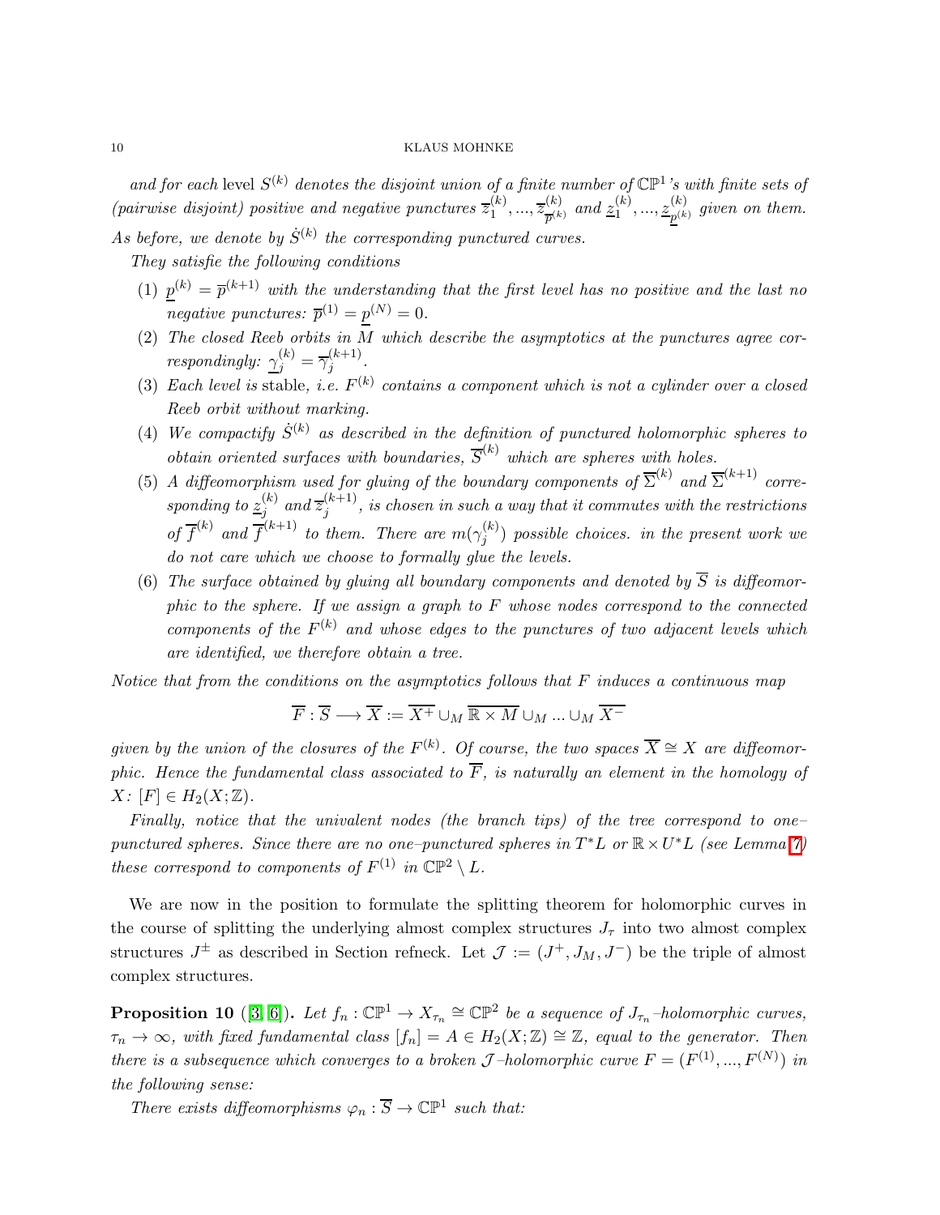*and for each* level $S^{(k)}$ *denotes the disjoint union of a finite number of* $\mathbb{CP}^1$*'s with finite sets of (pairwise disjoint) positive and negative punctures* $\overline{z}_1^{(k)}, ..., \overline{z}_{\overline{p}^{(k)}}^{(k)}$ *and* $\underline{z}_1^{(k)}, ..., \underline{z}_{\underline{p}^{(k)}}^{(k)}$ *given on them. As before, we denote by* $\dot{S}^{(k)}$ *the corresponding punctured curves.*

*They satisfie the following conditions*

1. $\underline{p}^{(k)} = \overline{p}^{(k+1)}$ *with the understanding that the first level has no positive and the last no negative punctures:* $\overline{p}^{(1)} = \underline{p}^{(N)} = 0$.
2. *The closed Reeb orbits in* $M$ *which describe the asymptotics at the punctures agree correspondingly:* $\underline{\gamma}_j^{(k)} = \overline{\gamma}_j^{(k+1)}$.
3. *Each level is* stable, *i.e.* $F^{(k)}$ *contains a component which is not a cylinder over a closed Reeb orbit without marking.*
4. *We compactify* $\dot{S}^{(k)}$ *as described in the definition of punctured holomorphic spheres to obtain oriented surfaces with boundaries,* $\overline{S}^{(k)}$ *which are spheres with holes.*
5. *A diffeomorphism used for gluing of the boundary components of* $\overline{\Sigma}^{(k)}$ *and* $\overline{\Sigma}^{(k+1)}$ *corresponding to* $\underline{z}_j^{(k)}$ *and* $\overline{z}_j^{(k+1)}$*, is chosen in such a way that it commutes with the restrictions of* $\overline{f}^{(k)}$ *and* $\overline{f}^{(k+1)}$ *to them. There are* $m(\gamma_j^{(k)})$ *possible choices. in the present work we do not care which we choose to formally glue the levels.*
6. *The surface obtained by gluing all boundary components and denoted by* $\overline{S}$ *is diffeomorphic to the sphere. If we assign a graph to* $F$ *whose nodes correspond to the connected components of the* $F^{(k)}$ *and whose edges to the punctures of two adjacent levels which are identified, we therefore obtain a tree.*

*Notice that from the conditions on the asymptotics follows that* $F$ *induces a continuous map*

$$\overline{F} : \overline{S} \longrightarrow \overline{X} := \overline{X^+} \cup_M \overline{\mathbb{R} \times M} \cup_M ... \cup_M \overline{X^-}$$

*given by the union of the closures of the* $F^{(k)}$*. Of course, the two spaces* $\overline{X} \cong X$ *are diffeomorphic. Hence the fundamental class associated to* $\overline{F}$*, is naturally an element in the homology of* $X$*:* $[F] \in H_2(X; \mathbb{Z})$.

*Finally, notice that the univalent nodes (the branch tips) of the tree correspond to one–punctured spheres. Since there are no one–punctured spheres in* $T^*L$ *or* $\mathbb{R} \times U^*L$ *(see Lemma 7) these correspond to components of* $F^{(1)}$ *in* $\mathbb{CP}^2 \setminus L$.

We are now in the position to formulate the splitting theorem for holomorphic curves in the course of splitting the underlying almost complex structures $J_\tau$ into two almost complex structures $J^\pm$ as described in Section refneck. Let $\mathcal{J} := (J^+, J_M, J^-)$ be the triple of almost complex structures.

**Proposition 10** ([3, 6])**.** *Let* $f_n : \mathbb{CP}^1 \to X_{\tau_n} \cong \mathbb{CP}^2$ *be a sequence of* $J_{\tau_n}$*–holomorphic curves,* $\tau_n \to \infty$*, with fixed fundamental class* $[f_n] = A \in H_2(X; \mathbb{Z}) \cong \mathbb{Z}$*, equal to the generator. Then there is a subsequence which converges to a broken* $\mathcal{J}$*–holomorphic curve* $F = (F^{(1)}, ..., F^{(N)})$ *in the following sense:*

*There exists diffeomorphisms* $\varphi_n : \overline{S} \to \mathbb{CP}^1$ *such that:*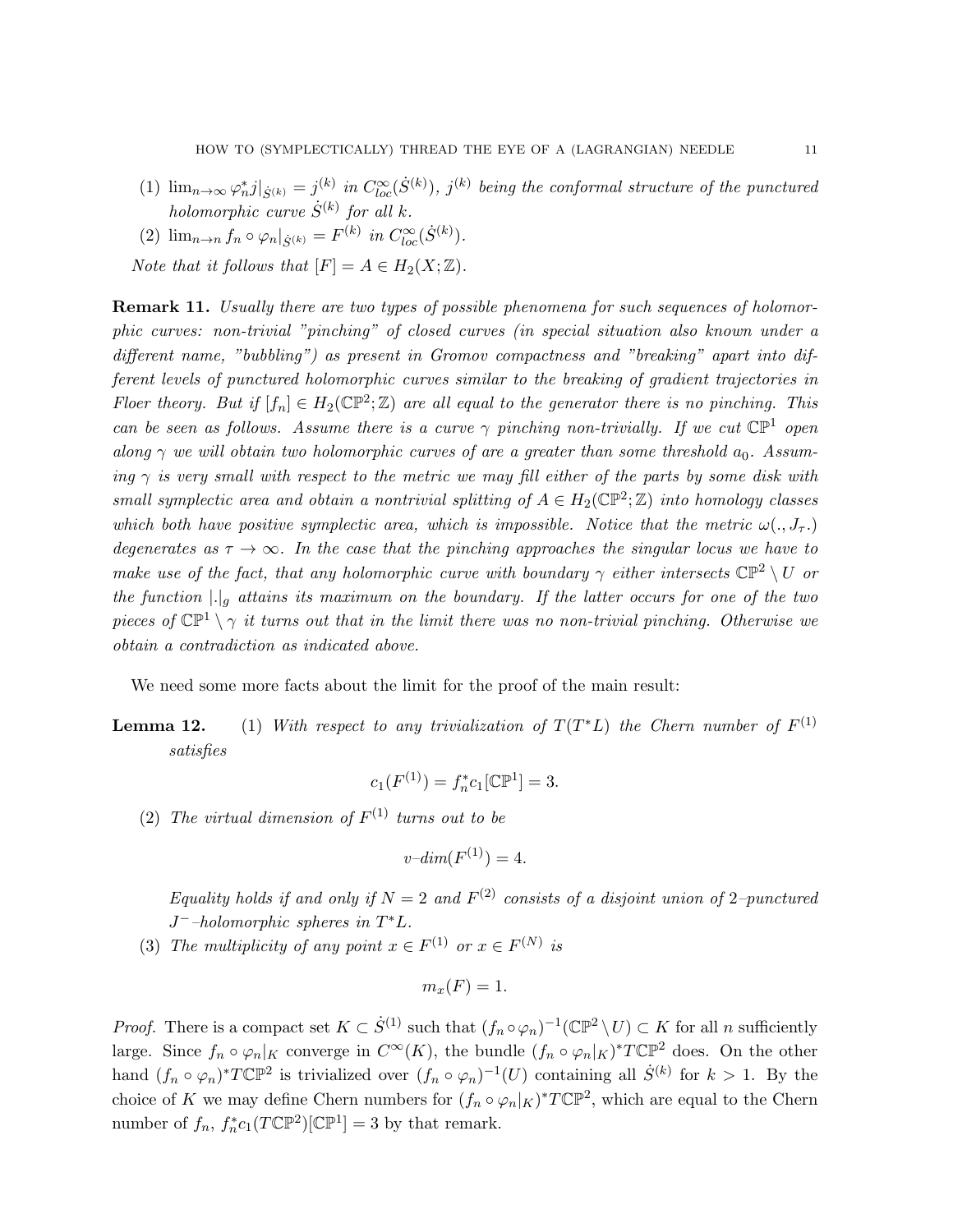(1) $\lim_{n\to\infty} \varphi_n^* j|_{\dot{S}^{(k)}} = j^{(k)}$ *in* $C^\infty_{loc}(\dot{S}^{(k)})$*,* $j^{(k)}$ *being the conformal structure of the punctured holomorphic curve* $\dot{S}^{(k)}$ *for all* $k$*.*

(2) $\lim_{n\to n} f_n \circ \varphi_n|_{\dot{S}^{(k)}} = F^{(k)}$ *in* $C^\infty_{loc}(\dot{S}^{(k)})$*.*

*Note that it follows that* $[F] = A \in H_2(X;\mathbb{Z})$*.*

**Remark 11.** *Usually there are two types of possible phenomena for such sequences of holomorphic curves: non-trivial "pinching" of closed curves (in special situation also known under a different name, "bubbling") as present in Gromov compactness and "breaking" apart into different levels of punctured holomorphic curves similar to the breaking of gradient trajectories in Floer theory. But if* $[f_n] \in H_2(\mathbb{CP}^2;\mathbb{Z})$ *are all equal to the generator there is no pinching. This can be seen as follows. Assume there is a curve* $\gamma$ *pinching non-trivially. If we cut* $\mathbb{CP}^1$ *open along* $\gamma$ *we will obtain two holomorphic curves of are a greater than some threshold* $a_0$*. Assuming* $\gamma$ *is very small with respect to the metric we may fill either of the parts by some disk with small symplectic area and obtain a nontrivial splitting of* $A \in H_2(\mathbb{CP}^2;\mathbb{Z})$ *into homology classes which both have positive symplectic area, which is impossible. Notice that the metric* $\omega(.,J_\tau.)$ *degenerates as* $\tau \to \infty$*. In the case that the pinching approaches the singular locus we have to make use of the fact, that any holomorphic curve with boundary* $\gamma$ *either intersects* $\mathbb{CP}^2 \setminus U$ *or the function* $|.|_g$ *attains its maximum on the boundary. If the latter occurs for one of the two pieces of* $\mathbb{CP}^1 \setminus \gamma$ *it turns out that in the limit there was no non-trivial pinching. Otherwise we obtain a contradiction as indicated above.*

We need some more facts about the limit for the proof of the main result:

**Lemma 12.** (1) *With respect to any trivialization of* $T(T^*L)$ *the Chern number of* $F^{(1)}$ *satisfies*

$$c_1(F^{(1)}) = f_n^* c_1[\mathbb{CP}^1] = 3.$$

(2) *The virtual dimension of* $F^{(1)}$ *turns out to be*

$$v\text{–}dim(F^{(1)}) = 4.$$

*Equality holds if and only if* $N = 2$ *and* $F^{(2)}$ *consists of a disjoint union of* $2$*–punctured* $J^-$*–holomorphic spheres in* $T^*L$*.*

(3) *The multiplicity of any point* $x \in F^{(1)}$ *or* $x \in F^{(N)}$ *is*

$$m_x(F) = 1.$$

*Proof.* There is a compact set $K \subset \dot{S}^{(1)}$ such that $(f_n \circ \varphi_n)^{-1}(\mathbb{CP}^2 \setminus U) \subset K$ for all $n$ sufficiently large. Since $f_n \circ \varphi_n|_K$ converge in $C^\infty(K)$, the bundle $(f_n \circ \varphi_n|_K)^* T\mathbb{CP}^2$ does. On the other hand $(f_n \circ \varphi_n)^* T\mathbb{CP}^2$ is trivialized over $(f_n \circ \varphi_n)^{-1}(U)$ containing all $\dot{S}^{(k)}$ for $k > 1$. By the choice of $K$ we may define Chern numbers for $(f_n \circ \varphi_n|_K)^* T\mathbb{CP}^2$, which are equal to the Chern number of $f_n$, $f_n^* c_1(T\mathbb{CP}^2)[\mathbb{CP}^1] = 3$ by that remark.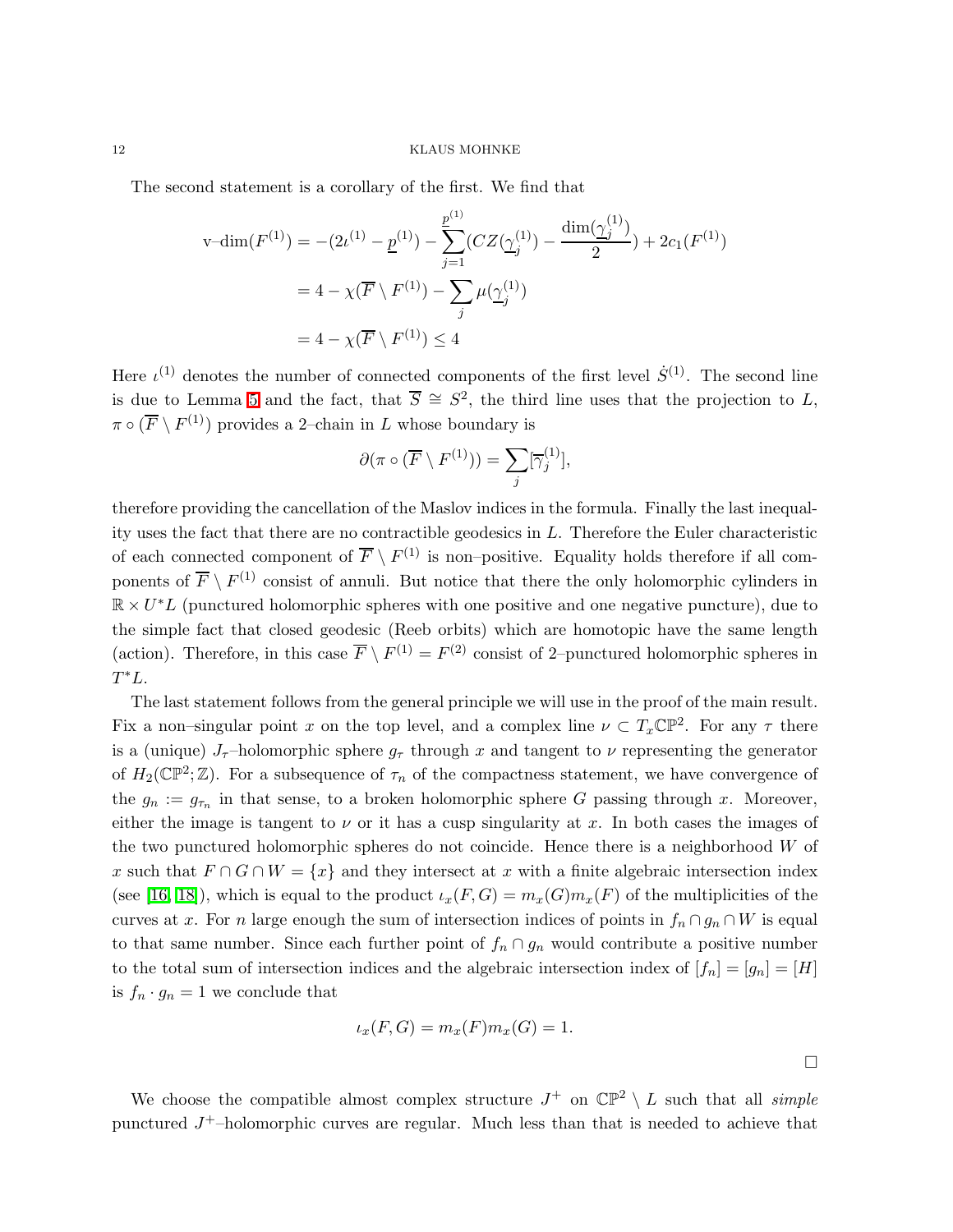The second statement is a corollary of the first. We find that

$$
\begin{aligned}
\text{v–dim}(F^{(1)}) &= -(2\iota^{(1)} - \underline{p}^{(1)}) - \sum_{j=1}^{\underline{p}^{(1)}} (CZ(\underline{\gamma}_j^{(1)}) - \frac{\dim(\underline{\gamma}_j^{(1)})}{2}) + 2c_1(F^{(1)}) \\
&= 4 - \chi(\overline{F} \setminus F^{(1)}) - \sum_j \mu(\underline{\gamma}_j^{(1)}) \\
&= 4 - \chi(\overline{F} \setminus F^{(1)}) \leq 4
\end{aligned}
$$

Here $\iota^{(1)}$ denotes the number of connected components of the first level $\dot{S}^{(1)}$. The second line is due to Lemma 5 and the fact, that $\overline{S} \cong S^2$, the third line uses that the projection to $L$, $\pi \circ (\overline{F} \setminus F^{(1)})$ provides a 2–chain in $L$ whose boundary is

$$
\partial(\pi \circ (\overline{F} \setminus F^{(1)})) = \sum_j [\overline{\gamma}_j^{(1)}],
$$

therefore providing the cancellation of the Maslov indices in the formula. Finally the last inequality uses the fact that there are no contractible geodesics in $L$. Therefore the Euler characteristic of each connected component of $\overline{F} \setminus F^{(1)}$ is non–positive. Equality holds therefore if all components of $\overline{F} \setminus F^{(1)}$ consist of annuli. But notice that there the only holomorphic cylinders in $\mathbb{R} \times U^*L$ (punctured holomorphic spheres with one positive and one negative puncture), due to the simple fact that closed geodesic (Reeb orbits) which are homotopic have the same length (action). Therefore, in this case $\overline{F} \setminus F^{(1)} = F^{(2)}$ consist of 2–punctured holomorphic spheres in $T^*L$.

The last statement follows from the general principle we will use in the proof of the main result. Fix a non–singular point $x$ on the top level, and a complex line $\nu \subset T_x\mathbb{CP}^2$. For any $\tau$ there is a (unique) $J_\tau$–holomorphic sphere $g_\tau$ through $x$ and tangent to $\nu$ representing the generator of $H_2(\mathbb{CP}^2;\mathbb{Z})$. For a subsequence of $\tau_n$ of the compactness statement, we have convergence of the $g_n := g_{\tau_n}$ in that sense, to a broken holomorphic sphere $G$ passing through $x$. Moreover, either the image is tangent to $\nu$ or it has a cusp singularity at $x$. In both cases the images of the two punctured holomorphic spheres do not coincide. Hence there is a neighborhood $W$ of $x$ such that $F \cap G \cap W = \{x\}$ and they intersect at $x$ with a finite algebraic intersection index (see [16, 18]), which is equal to the product $\iota_x(F, G) = m_x(G)m_x(F)$ of the multiplicities of the curves at $x$. For $n$ large enough the sum of intersection indices of points in $f_n \cap g_n \cap W$ is equal to that same number. Since each further point of $f_n \cap g_n$ would contribute a positive number to the total sum of intersection indices and the algebraic intersection index of $[f_n] = [g_n] = [H]$ is $f_n \cdot g_n = 1$ we conclude that

$$
\iota_x(F, G) = m_x(F)m_x(G) = 1.
$$

□

We choose the compatible almost complex structure $J^+$ on $\mathbb{CP}^2 \setminus L$ such that all *simple* punctured $J^+$–holomorphic curves are regular. Much less than that is needed to achieve that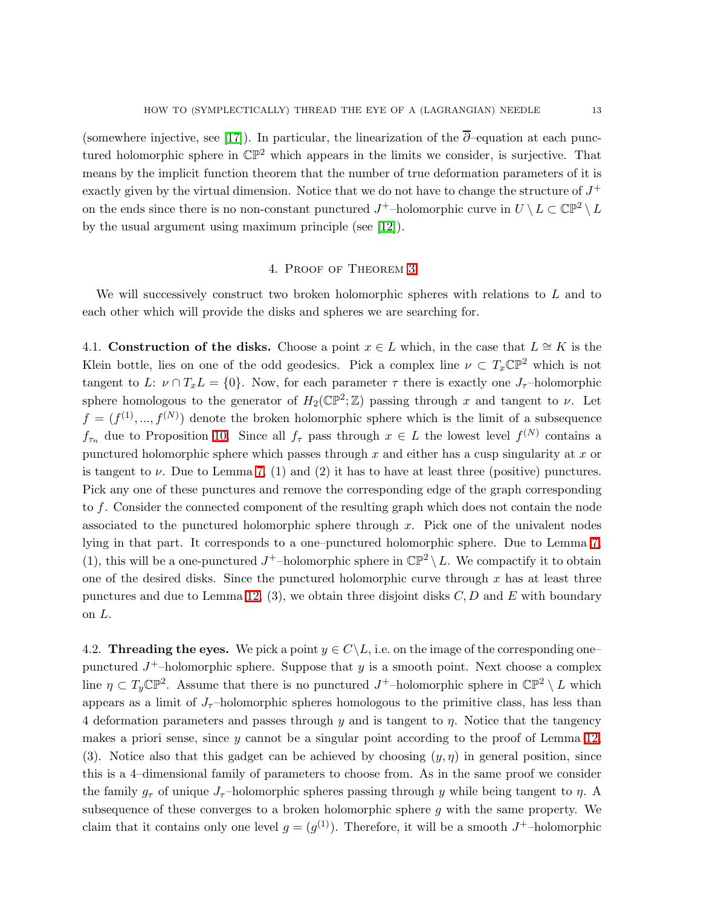(somewhere injective, see [17]). In particular, the linearization of the $\overline{\partial}$–equation at each punctured holomorphic sphere in $\mathbb{CP}^2$ which appears in the limits we consider, is surjective. That means by the implicit function theorem that the number of true deformation parameters of it is exactly given by the virtual dimension. Notice that we do not have to change the structure of $J^+$ on the ends since there is no non-constant punctured $J^+$–holomorphic curve in $U \setminus L \subset \mathbb{CP}^2 \setminus L$ by the usual argument using maximum principle (see [12]).

## 4. Proof of Theorem 3

We will successively construct two broken holomorphic spheres with relations to $L$ and to each other which will provide the disks and spheres we are searching for.

4.1. **Construction of the disks.** Choose a point $x \in L$ which, in the case that $L \cong K$ is the Klein bottle, lies on one of the odd geodesics. Pick a complex line $\nu \subset T_x\mathbb{CP}^2$ which is not tangent to $L$: $\nu \cap T_xL = \{0\}$. Now, for each parameter $\tau$ there is exactly one $J_\tau$–holomorphic sphere homologous to the generator of $H_2(\mathbb{CP}^2;\mathbb{Z})$ passing through $x$ and tangent to $\nu$. Let $f = (f^{(1)}, ..., f^{(N)})$ denote the broken holomorphic sphere which is the limit of a subsequence $f_{\tau_n}$ due to Proposition 10. Since all $f_\tau$ pass through $x \in L$ the lowest level $f^{(N)}$ contains a punctured holomorphic sphere which passes through $x$ and either has a cusp singularity at $x$ or is tangent to $\nu$. Due to Lemma 7, (1) and (2) it has to have at least three (positive) punctures. Pick any one of these punctures and remove the corresponding edge of the graph corresponding to $f$. Consider the connected component of the resulting graph which does not contain the node associated to the punctured holomorphic sphere through $x$. Pick one of the univalent nodes lying in that part. It corresponds to a one–punctured holomorphic sphere. Due to Lemma 7, (1), this will be a one-punctured $J^+$–holomorphic sphere in $\mathbb{CP}^2 \setminus L$. We compactify it to obtain one of the desired disks. Since the punctured holomorphic curve through $x$ has at least three punctures and due to Lemma 12, (3), we obtain three disjoint disks $C, D$ and $E$ with boundary on $L$.

4.2. **Threading the eyes.** We pick a point $y \in C\setminus L$, i.e. on the image of the corresponding one–punctured $J^+$–holomorphic sphere. Suppose that $y$ is a smooth point. Next choose a complex line $\eta \subset T_y\mathbb{CP}^2$. Assume that there is no punctured $J^+$–holomorphic sphere in $\mathbb{CP}^2 \setminus L$ which appears as a limit of $J_\tau$–holomorphic spheres homologous to the primitive class, has less than 4 deformation parameters and passes through $y$ and is tangent to $\eta$. Notice that the tangency makes a priori sense, since $y$ cannot be a singular point according to the proof of Lemma 12, (3). Notice also that this gadget can be achieved by choosing $(y, \eta)$ in general position, since this is a 4–dimensional family of parameters to choose from. As in the same proof we consider the family $g_\tau$ of unique $J_\tau$–holomorphic spheres passing through $y$ while being tangent to $\eta$. A subsequence of these converges to a broken holomorphic sphere $g$ with the same property. We claim that it contains only one level $g = (g^{(1)})$. Therefore, it will be a smooth $J^+$–holomorphic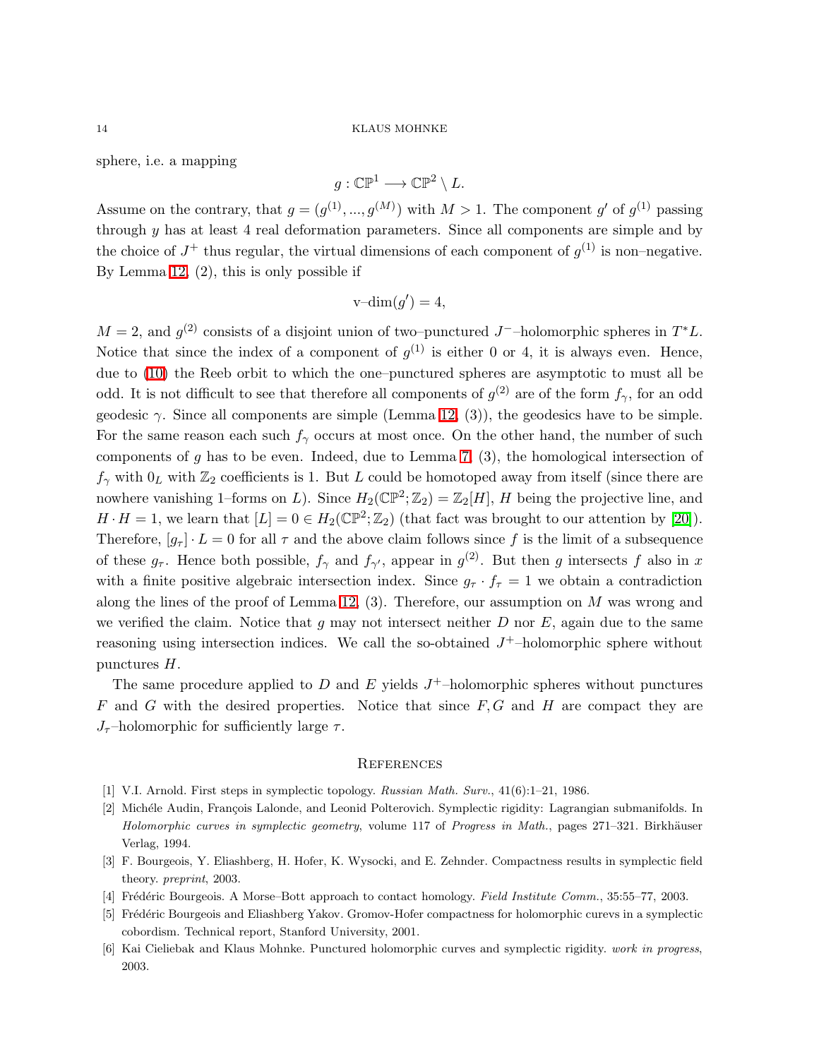sphere, i.e. a mapping

$$g : \mathbb{CP}^1 \longrightarrow \mathbb{CP}^2 \setminus L.$$

Assume on the contrary, that $g = (g^{(1)}, ..., g^{(M)})$ with $M > 1$. The component $g'$ of $g^{(1)}$ passing through $y$ has at least 4 real deformation parameters. Since all components are simple and by the choice of $J^+$ thus regular, the virtual dimensions of each component of $g^{(1)}$ is non–negative. By Lemma 12, (2), this is only possible if

$$\text{v–dim}(g') = 4,$$

$M = 2$, and $g^{(2)}$ consists of a disjoint union of two–punctured $J^-$–holomorphic spheres in $T^*L$. Notice that since the index of a component of $g^{(1)}$ is either 0 or 4, it is always even. Hence, due to (10) the Reeb orbit to which the one–punctured spheres are asymptotic to must all be odd. It is not difficult to see that therefore all components of $g^{(2)}$ are of the form $f_\gamma$, for an odd geodesic $\gamma$. Since all components are simple (Lemma 12, (3)), the geodesics have to be simple. For the same reason each such $f_\gamma$ occurs at most once. On the other hand, the number of such components of $g$ has to be even. Indeed, due to Lemma 7, (3), the homological intersection of $f_\gamma$ with $0_L$ with $\mathbb{Z}_2$ coefficients is 1. But $L$ could be homotoped away from itself (since there are nowhere vanishing 1–forms on $L$). Since $H_2(\mathbb{CP}^2; \mathbb{Z}_2) = \mathbb{Z}_2[H]$, $H$ being the projective line, and $H \cdot H = 1$, we learn that $[L] = 0 \in H_2(\mathbb{CP}^2; \mathbb{Z}_2)$ (that fact was brought to our attention by [20]). Therefore, $[g_\tau] \cdot L = 0$ for all $\tau$ and the above claim follows since $f$ is the limit of a subsequence of these $g_\tau$. Hence both possible, $f_\gamma$ and $f_{\gamma'}$, appear in $g^{(2)}$. But then $g$ intersects $f$ also in $x$ with a finite positive algebraic intersection index. Since $g_\tau \cdot f_\tau = 1$ we obtain a contradiction along the lines of the proof of Lemma 12, (3). Therefore, our assumption on $M$ was wrong and we verified the claim. Notice that $g$ may not intersect neither $D$ nor $E$, again due to the same reasoning using intersection indices. We call the so-obtained $J^+$–holomorphic sphere without punctures $H$.

The same procedure applied to $D$ and $E$ yields $J^+$–holomorphic spheres without punctures $F$ and $G$ with the desired properties. Notice that since $F, G$ and $H$ are compact they are $J_\tau$–holomorphic for sufficiently large $\tau$.

## References

[1] V.I. Arnold. First steps in symplectic topology. *Russian Math. Surv.*, 41(6):1–21, 1986.

[2] Michéle Audin, François Lalonde, and Leonid Polterovich. Symplectic rigidity: Lagrangian submanifolds. In *Holomorphic curves in symplectic geometry*, volume 117 of *Progress in Math.*, pages 271–321. Birkhäuser Verlag, 1994.

[3] F. Bourgeois, Y. Eliashberg, H. Hofer, K. Wysocki, and E. Zehnder. Compactness results in symplectic field theory. *preprint*, 2003.

[4] Frédéric Bourgeois. A Morse–Bott approach to contact homology. *Field Institute Comm.*, 35:55–77, 2003.

[5] Frédéric Bourgeois and Eliashberg Yakov. Gromov-Hofer compactness for holomorphic curevs in a symplectic cobordism. Technical report, Stanford University, 2001.

[6] Kai Cieliebak and Klaus Mohnke. Punctured holomorphic curves and symplectic rigidity. *work in progress*, 2003.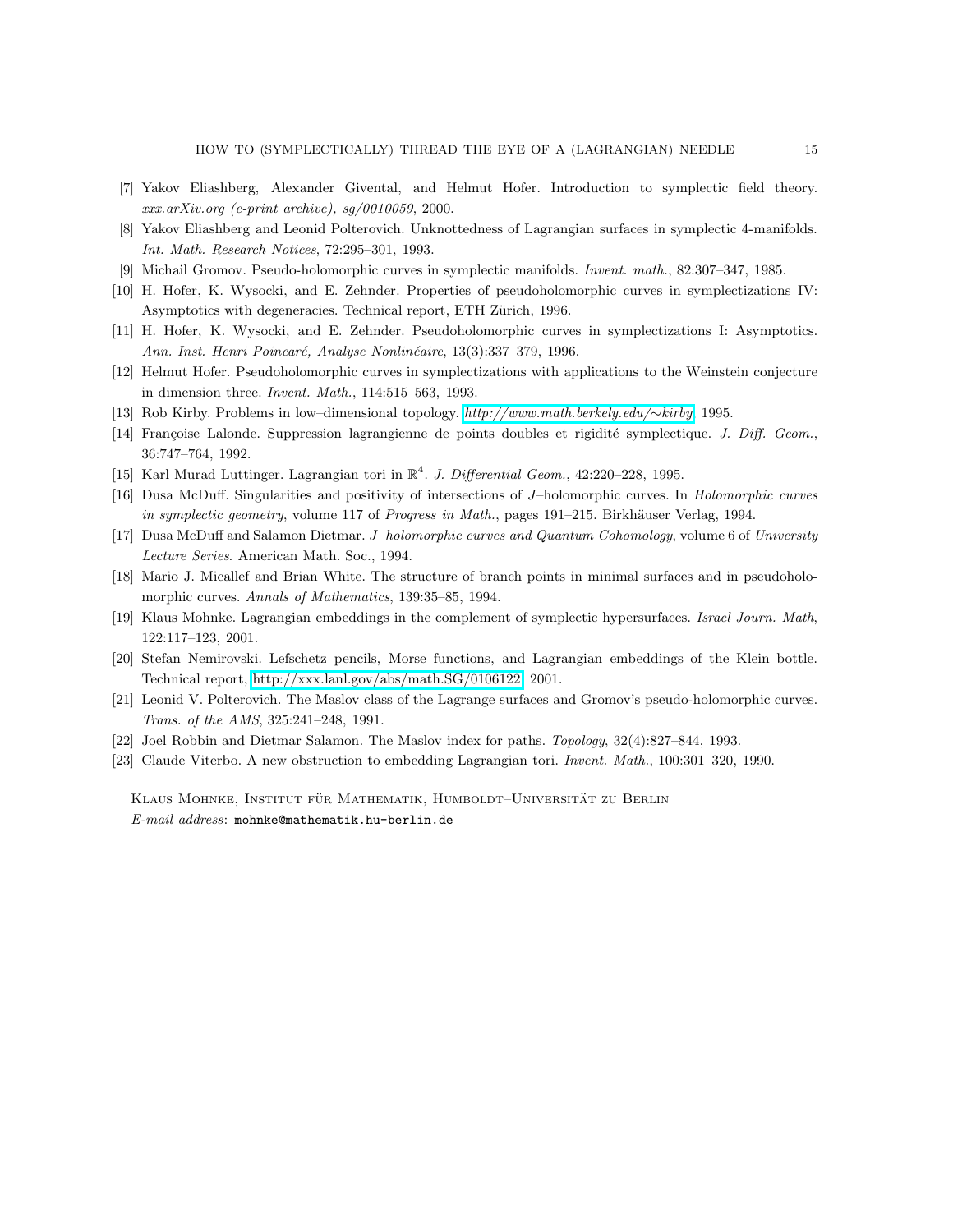[7] Yakov Eliashberg, Alexander Givental, and Helmut Hofer. Introduction to symplectic field theory. *xxx.arXiv.org (e-print archive), sg/0010059*, 2000.

[8] Yakov Eliashberg and Leonid Polterovich. Unknottedness of Lagrangian surfaces in symplectic 4-manifolds. *Int. Math. Research Notices*, 72:295–301, 1993.

[9] Michail Gromov. Pseudo-holomorphic curves in symplectic manifolds. *Invent. math.*, 82:307–347, 1985.

[10] H. Hofer, K. Wysocki, and E. Zehnder. Properties of pseudoholomorphic curves in symplectizations IV: Asymptotics with degeneracies. Technical report, ETH Zürich, 1996.

[11] H. Hofer, K. Wysocki, and E. Zehnder. Pseudoholomorphic curves in symplectizations I: Asymptotics. *Ann. Inst. Henri Poincaré, Analyse Nonlinéaire*, 13(3):337–379, 1996.

[12] Helmut Hofer. Pseudoholomorphic curves in symplectizations with applications to the Weinstein conjecture in dimension three. *Invent. Math.*, 114:515–563, 1993.

[13] Rob Kirby. Problems in low–dimensional topology. *http://www.math.berkely.edu/∼kirby*, 1995.

[14] Françoise Lalonde. Suppression lagrangienne de points doubles et rigidité symplectique. *J. Diff. Geom.*, 36:747–764, 1992.

[15] Karl Murad Luttinger. Lagrangian tori in $\mathbb{R}^4$. *J. Differential Geom.*, 42:220–228, 1995.

[16] Dusa McDuff. Singularities and positivity of intersections of $J$–holomorphic curves. In *Holomorphic curves in symplectic geometry*, volume 117 of *Progress in Math.*, pages 191–215. Birkhäuser Verlag, 1994.

[17] Dusa McDuff and Salamon Dietmar. *$J$–holomorphic curves and Quantum Cohomology*, volume 6 of *University Lecture Series*. American Math. Soc., 1994.

[18] Mario J. Micallef and Brian White. The structure of branch points in minimal surfaces and in pseudoholomorphic curves. *Annals of Mathematics*, 139:35–85, 1994.

[19] Klaus Mohnke. Lagrangian embeddings in the complement of symplectic hypersurfaces. *Israel Journ. Math*, 122:117–123, 2001.

[20] Stefan Nemirovski. Lefschetz pencils, Morse functions, and Lagrangian embeddings of the Klein bottle. Technical report, http://xxx.lanl.gov/abs/math.SG/0106122, 2001.

[21] Leonid V. Polterovich. The Maslov class of the Lagrange surfaces and Gromov's pseudo-holomorphic curves. *Trans. of the AMS*, 325:241–248, 1991.

[22] Joel Robbin and Dietmar Salamon. The Maslov index for paths. *Topology*, 32(4):827–844, 1993.

[23] Claude Viterbo. A new obstruction to embedding Lagrangian tori. *Invent. Math.*, 100:301–320, 1990.

Klaus Mohnke, Institut für Mathematik, Humboldt–Universität zu Berlin

*E-mail address*: mohnke@mathematik.hu-berlin.de